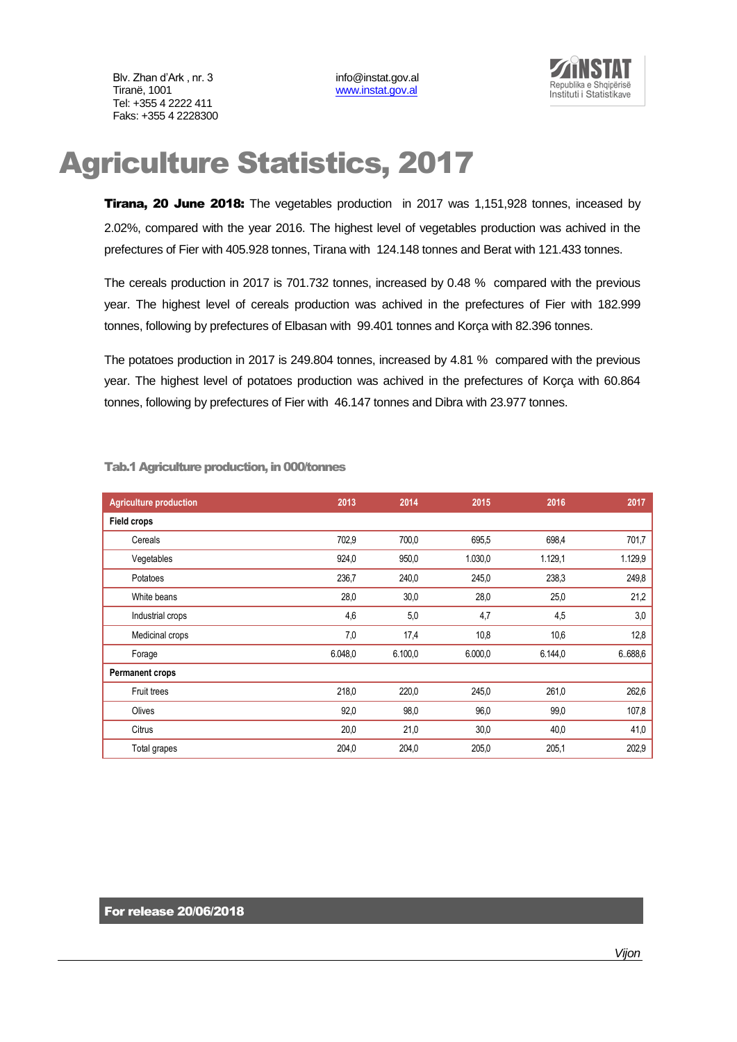Blv. Zhan d'Ark , nr. 3
Tiranë, 1001
Tel: +355 4 2222 411
Faks: +355 4 2228300

info@instat.gov.al
www.instat.gov.al

INSTAT
Republika e Shqipërisë
Instituti i Statistikave

# Agriculture Statistics, 2017

**Tirana, 20 June 2018:** The vegetables production in 2017 was 1,151,928 tonnes, inceased by 2.02%, compared with the year 2016. The highest level of vegetables production was achived in the prefectures of Fier with 405.928 tonnes, Tirana with 124.148 tonnes and Berat with 121.433 tonnes.

The cereals production in 2017 is 701.732 tonnes, increased by 0.48 % compared with the previous year. The highest level of cereals production was achived in the prefectures of Fier with 182.999 tonnes, following by prefectures of Elbasan with 99.401 tonnes and Korça with 82.396 tonnes.

The potatoes production in 2017 is 249.804 tonnes, increased by 4.81 % compared with the previous year. The highest level of potatoes production was achived in the prefectures of Korça with 60.864 tonnes, following by prefectures of Fier with 46.147 tonnes and Dibra with 23.977 tonnes.

### Tab.1 Agriculture production, in 000/tonnes

| Agriculture production | 2013 | 2014 | 2015 | 2016 | 2017 |
|---|---|---|---|---|---|
| **Field crops** | | | | | |
| Cereals | 702,9 | 700,0 | 695,5 | 698,4 | 701,7 |
| Vegetables | 924,0 | 950,0 | 1.030,0 | 1.129,1 | 1.129,9 |
| Potatoes | 236,7 | 240,0 | 245,0 | 238,3 | 249,8 |
| White beans | 28,0 | 30,0 | 28,0 | 25,0 | 21,2 |
| Industrial crops | 4,6 | 5,0 | 4,7 | 4,5 | 3,0 |
| Medicinal crops | 7,0 | 17,4 | 10,8 | 10,6 | 12,8 |
| Forage | 6.048,0 | 6.100,0 | 6.000,0 | 6.144,0 | 6..688,6 |
| **Permanent crops** | | | | | |
| Fruit trees | 218,0 | 220,0 | 245,0 | 261,0 | 262,6 |
| Olives | 92,0 | 98,0 | 96,0 | 99,0 | 107,8 |
| Citrus | 20,0 | 21,0 | 30,0 | 40,0 | 41,0 |
| Total grapes | 204,0 | 204,0 | 205,0 | 205,1 | 202,9 |

**For release 20/06/2018**

*Vijon*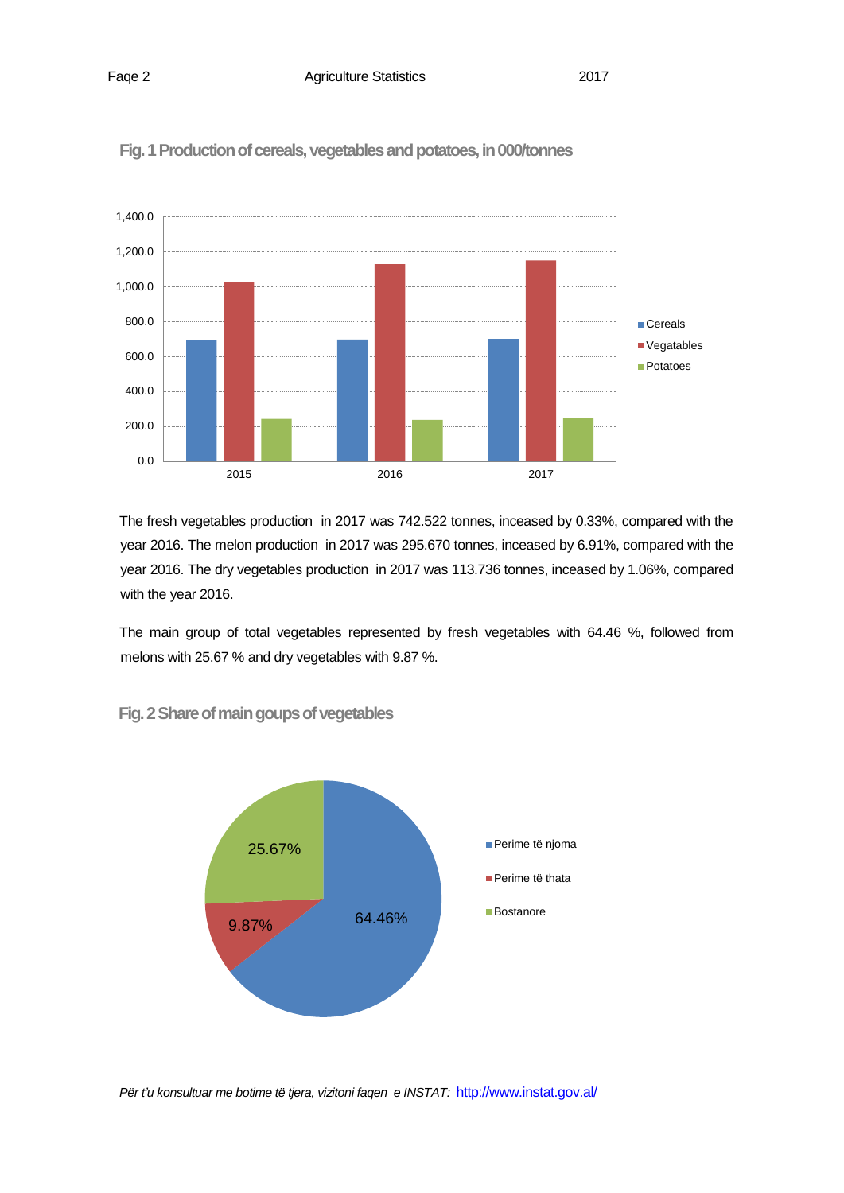Fig. 1 Production of cereals, vegetables and potatoes, in 000/tonnes

1,400.0
1,200.0
1,000.0
800.0
600.0
400.0
200.0
0.0

2015
2016
2017

Cereals
Vegatables
Potatoes

The fresh vegetables production in 2017 was 742.522 tonnes, inceased by 0.33%, compared with the year 2016. The melon production in 2017 was 295.670 tonnes, inceased by 6.91%, compared with the year 2016. The dry vegetables production in 2017 was 113.736 tonnes, inceased by 1.06%, compared with the year 2016.

The main group of total vegetables represented by fresh vegetables with 64.46 %, followed from melons with 25.67 % and dry vegetables with 9.87 %.

Fig. 2 Share of main goups of vegetables

25.67%
9.87%
64.46%

Perime të njoma
Perime të thata
Bostanore

*Për t'u konsultuar me botime të tjera, vizitoni faqen e INSTAT:* http://www.instat.gov.al/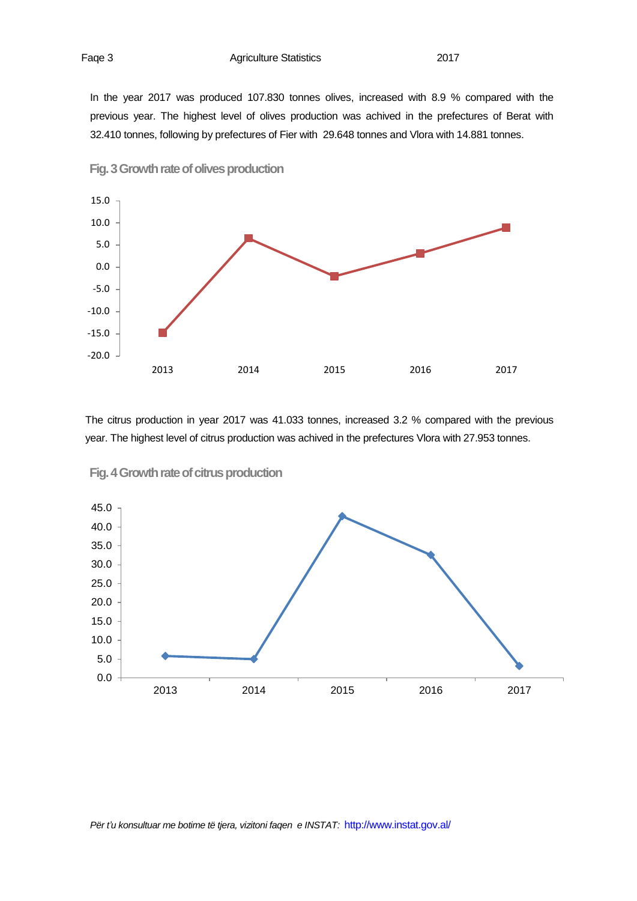In the year 2017 was produced 107.830 tonnes olives, increased with 8.9 % compared with the previous year. The highest level of olives production was achived in the prefectures of Berat with 32.410 tonnes, following by prefectures of Fier with 29.648 tonnes and Vlora with 14.881 tonnes.

**Fig. 3 Growth rate of olives production**

15.0
10.0
5.0
0.0
-5.0
-10.0
-15.0
-20.0

2013
2014
2015
2016
2017

The citrus production in year 2017 was 41.033 tonnes, increased 3.2 % compared with the previous year. The highest level of citrus production was achived in the prefectures Vlora with 27.953 tonnes.

**Fig. 4 Growth rate of citrus production**

45.0
40.0
35.0
30.0
25.0
20.0
15.0
10.0
5.0
0.0

2013
2014
2015
2016
2017

*Për t'u konsultuar me botime të tjera, vizitoni faqen e INSTAT:* http://www.instat.gov.al/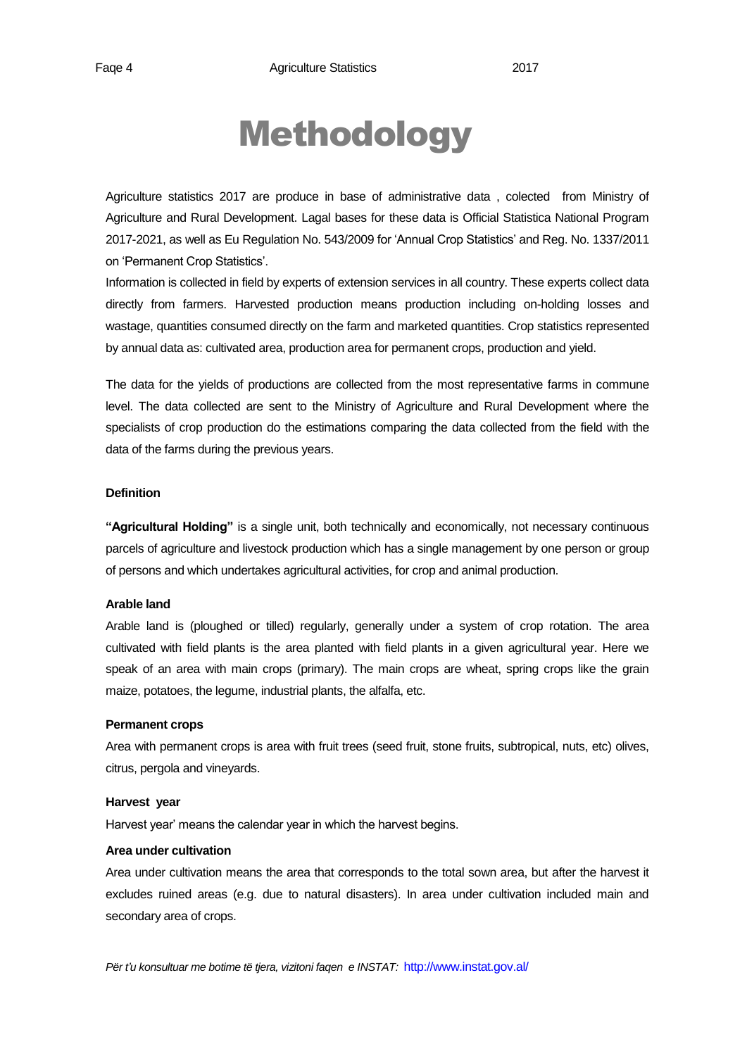# Methodology

Agriculture statistics 2017 are produce in base of administrative data , colected from Ministry of Agriculture and Rural Development. Lagal bases for these data is Official Statistica National Program 2017-2021, as well as Eu Regulation No. 543/2009 for 'Annual Crop Statistics' and Reg. No. 1337/2011 on 'Permanent Crop Statistics'.

Information is collected in field by experts of extension services in all country. These experts collect data directly from farmers. Harvested production means production including on-holding losses and wastage, quantities consumed directly on the farm and marketed quantities. Crop statistics represented by annual data as: cultivated area, production area for permanent crops, production and yield.

The data for the yields of productions are collected from the most representative farms in commune level. The data collected are sent to the Ministry of Agriculture and Rural Development where the specialists of crop production do the estimations comparing the data collected from the field with the data of the farms during the previous years.

**Definition**

**"Agricultural Holding"** is a single unit, both technically and economically, not necessary continuous parcels of agriculture and livestock production which has a single management by one person or group of persons and which undertakes agricultural activities, for crop and animal production.

**Arable land**

Arable land is (ploughed or tilled) regularly, generally under a system of crop rotation. The area cultivated with field plants is the area planted with field plants in a given agricultural year. Here we speak of an area with main crops (primary). The main crops are wheat, spring crops like the grain maize, potatoes, the legume, industrial plants, the alfalfa, etc.

**Permanent crops**

Area with permanent crops is area with fruit trees (seed fruit, stone fruits, subtropical, nuts, etc) olives, citrus, pergola and vineyards.

**Harvest year**

Harvest year' means the calendar year in which the harvest begins.

**Area under cultivation**

Area under cultivation means the area that corresponds to the total sown area, but after the harvest it excludes ruined areas (e.g. due to natural disasters). In area under cultivation included main and secondary area of crops.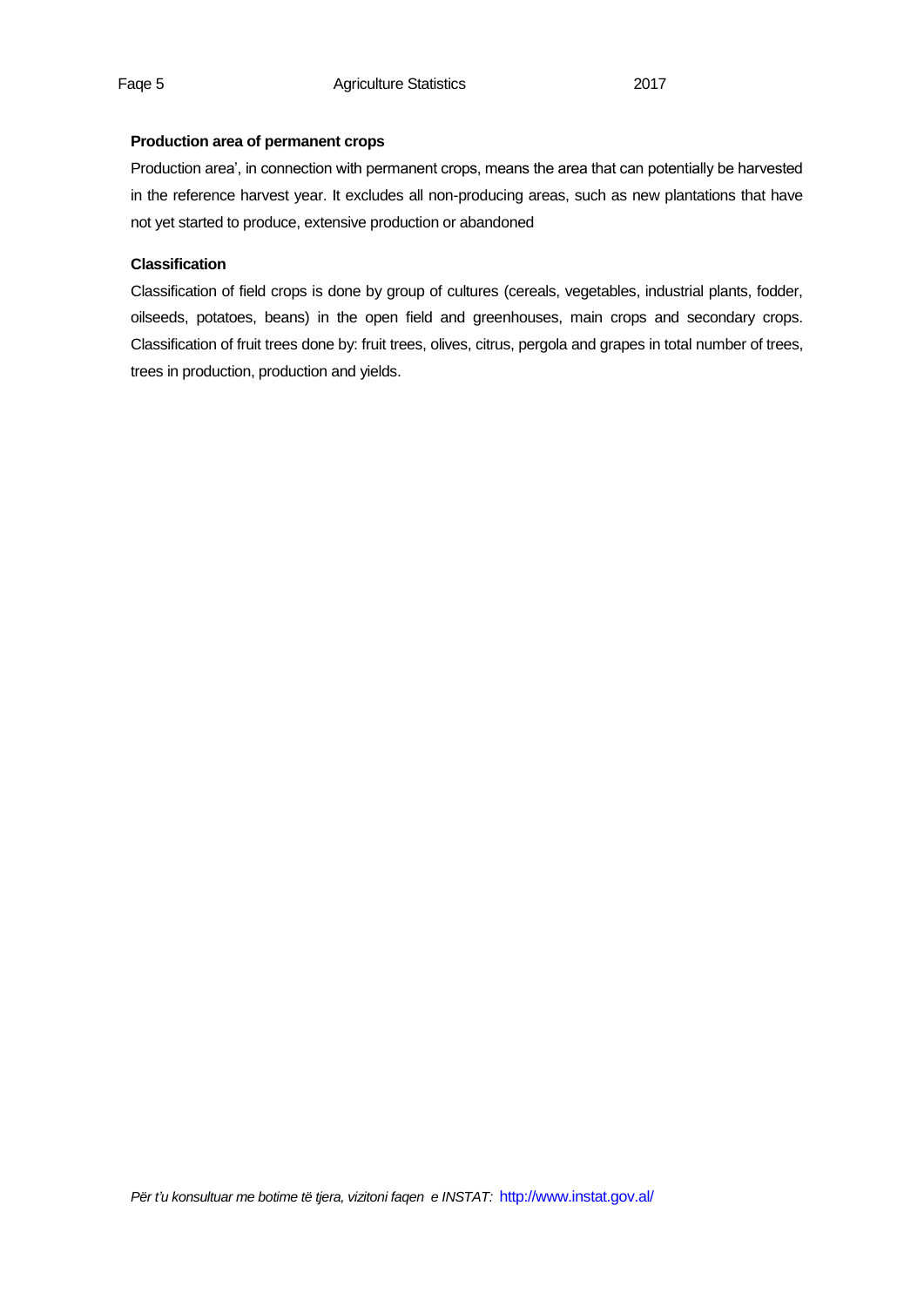**Production area of permanent crops**

Production area', in connection with permanent crops, means the area that can potentially be harvested in the reference harvest year. It excludes all non-producing areas, such as new plantations that have not yet started to produce, extensive production or abandoned

**Classification**

Classification of field crops is done by group of cultures (cereals, vegetables, industrial plants, fodder, oilseeds, potatoes, beans) in the open field and greenhouses, main crops and secondary crops. Classification of fruit trees done by: fruit trees, olives, citrus, pergola and grapes in total number of trees, trees in production, production and yields.